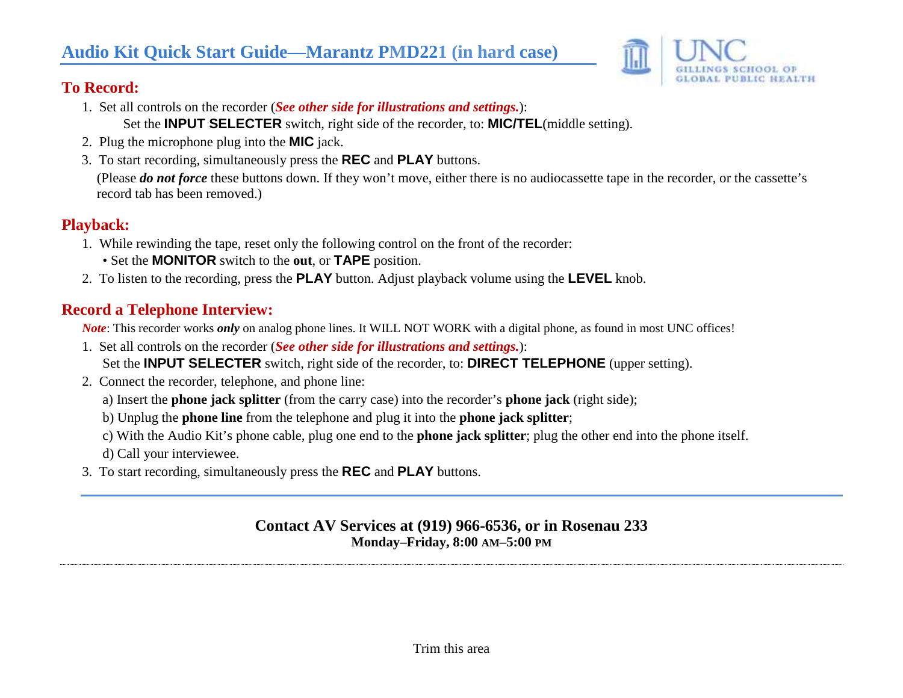# Audio Kit Quick Start Guide—Marantz PMD221 (in hard case)

UNC GILLINGS SCHOOL OF GLOBAL PUBLIC HEALTH

## To Record:

1. Set all controls on the recorder (***See other side for illustrations and settings.***):
   Set the **INPUT SELECTER** switch, right side of the recorder, to: **MIC/TEL**(middle setting).
2. Plug the microphone plug into the **MIC** jack.
3. To start recording, simultaneously press the **REC** and **PLAY** buttons.
   (Please ***do not force*** these buttons down. If they won't move, either there is no audiocassette tape in the recorder, or the cassette's record tab has been removed.)

## Playback:

1. While rewinding the tape, reset only the following control on the front of the recorder:
   • Set the **MONITOR** switch to the **out**, or **TAPE** position.
2. To listen to the recording, press the **PLAY** button. Adjust playback volume using the **LEVEL** knob.

## Record a Telephone Interview:

***Note***: This recorder works ***only*** on analog phone lines. It WILL NOT WORK with a digital phone, as found in most UNC offices!

1. Set all controls on the recorder (***See other side for illustrations and settings.***):
   Set the **INPUT SELECTER** switch, right side of the recorder, to: **DIRECT TELEPHONE** (upper setting).
2. Connect the recorder, telephone, and phone line:
   a) Insert the **phone jack splitter** (from the carry case) into the recorder's **phone jack** (right side);
   b) Unplug the **phone line** from the telephone and plug it into the **phone jack splitter**;
   c) With the Audio Kit's phone cable, plug one end to the **phone jack splitter**; plug the other end into the phone itself.
   d) Call your interviewee.
3. To start recording, simultaneously press the **REC** and **PLAY** buttons.

---

**Contact AV Services at (919) 966-6536, or in Rosenau 233**
**Monday–Friday, 8:00 AM–5:00 PM**

Trim this area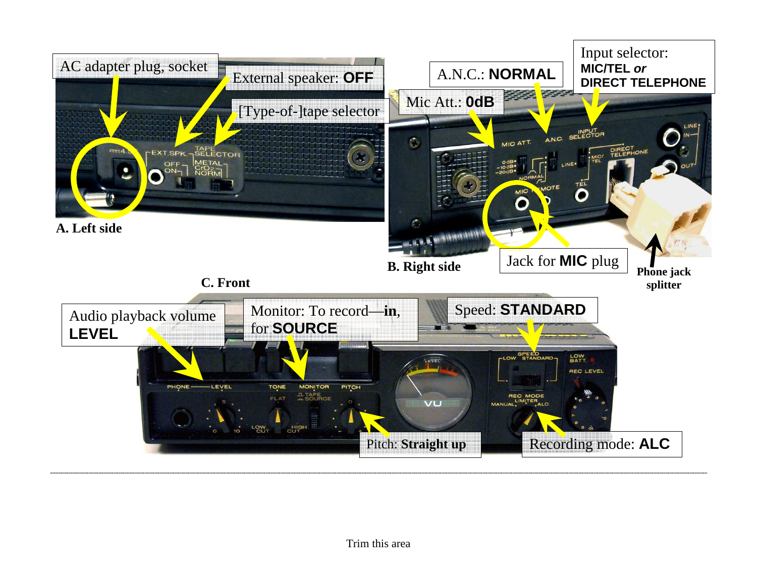AC adapter plug, socket

External speaker: **OFF**

[Type-of-]tape selector

**A. Left side**

Mic Att.: **0dB**

A.N.C.: **NORMAL**

Input selector: **MIC/TEL *or* DIRECT TELEPHONE**

**B. Right side**

Jack for **MIC** plug

**Phone jack splitter**

**C. Front**

Audio playback volume **LEVEL**

Monitor: To record—**in**, for **SOURCE**

Speed: **STANDARD**

Pitch: **Straight up**

Recording mode: **ALC**

Trim this area